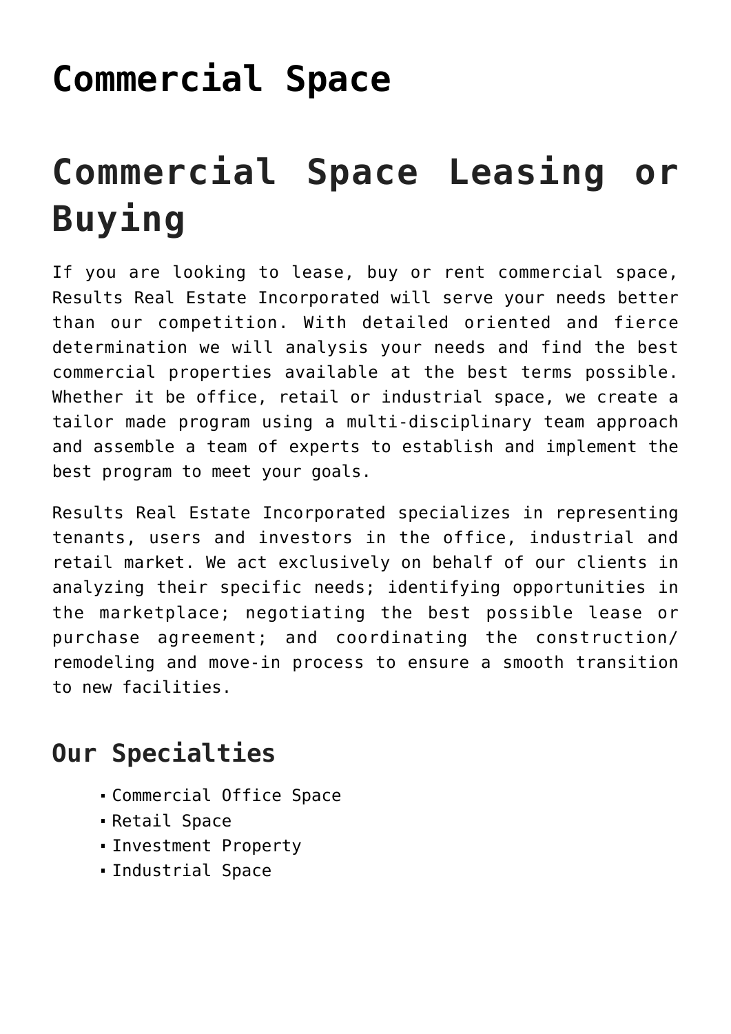# Commercial Space

# Commercial Space Leasing or Buying

If you are looking to lease, buy or rent commercial space, Results Real Estate Incorporated will serve your needs better than our competition. With detailed oriented and fierce determination we will analysis your needs and find the best commercial properties available at the best terms possible. Whether it be office, retail or industrial space, we create a tailor made program using a multi-disciplinary team approach and assemble a team of experts to establish and implement the best program to meet your goals.

Results Real Estate Incorporated specializes in representing tenants, users and investors in the office, industrial and retail market. We act exclusively on behalf of our clients in analyzing their specific needs; identifying opportunities in the marketplace; negotiating the best possible lease or purchase agreement; and coordinating the construction/ remodeling and move-in process to ensure a smooth transition to new facilities.

## Our Specialties

- Commercial Office Space
- Retail Space
- Investment Property
- Industrial Space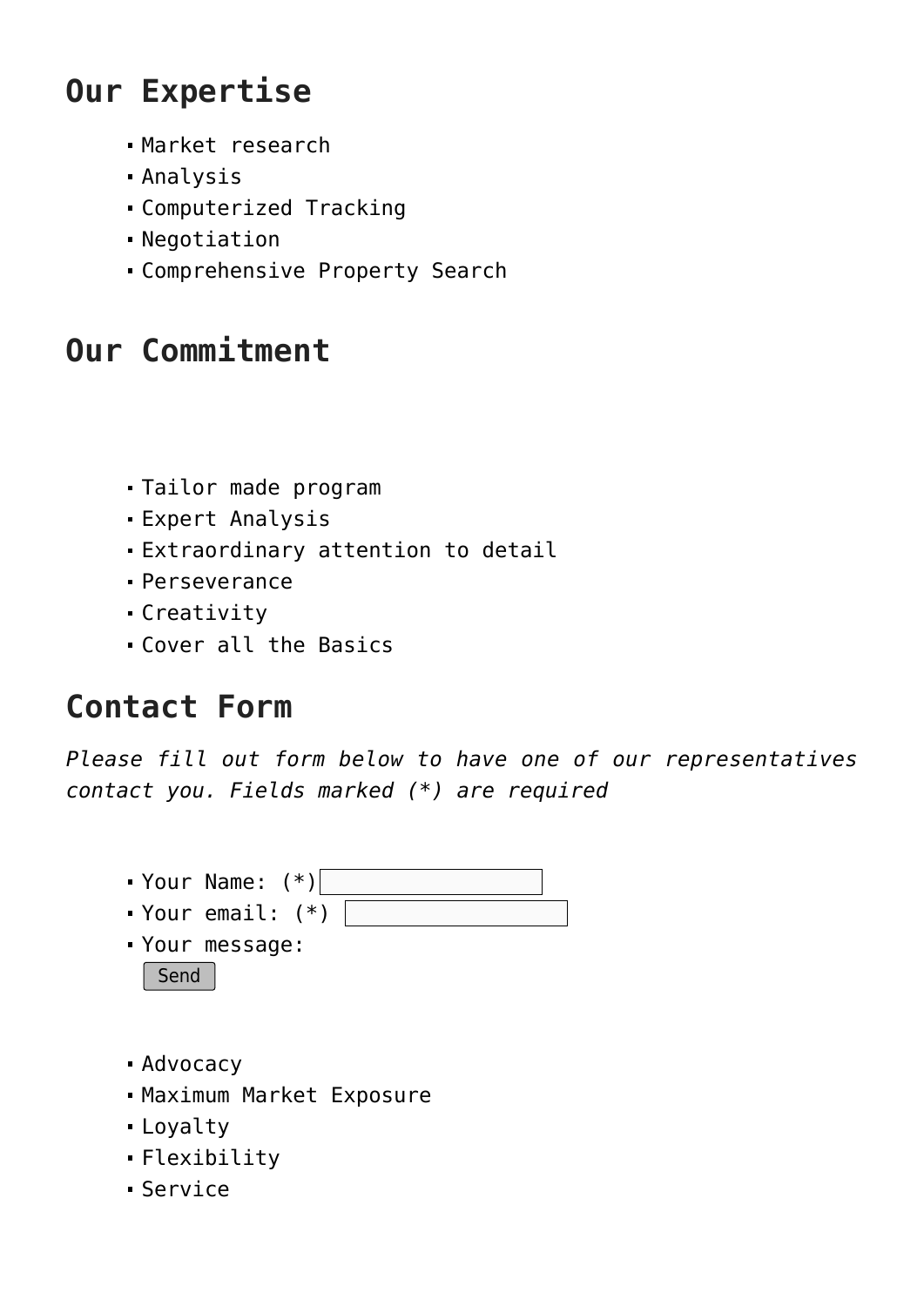## Our Expertise

- Market research
- Analysis
- Computerized Tracking
- Negotiation
- Comprehensive Property Search

## Our Commitment

- Tailor made program
- Expert Analysis
- Extraordinary attention to detail
- Perseverance
- Creativity
- Cover all the Basics

## Contact Form

*Please fill out form below to have one of our representatives contact you. Fields marked (*) are required*

- Your Name: (*)
- Your email: (*)
- Your message:

  Send

- Advocacy
- Maximum Market Exposure
- Loyalty
- Flexibility
- Service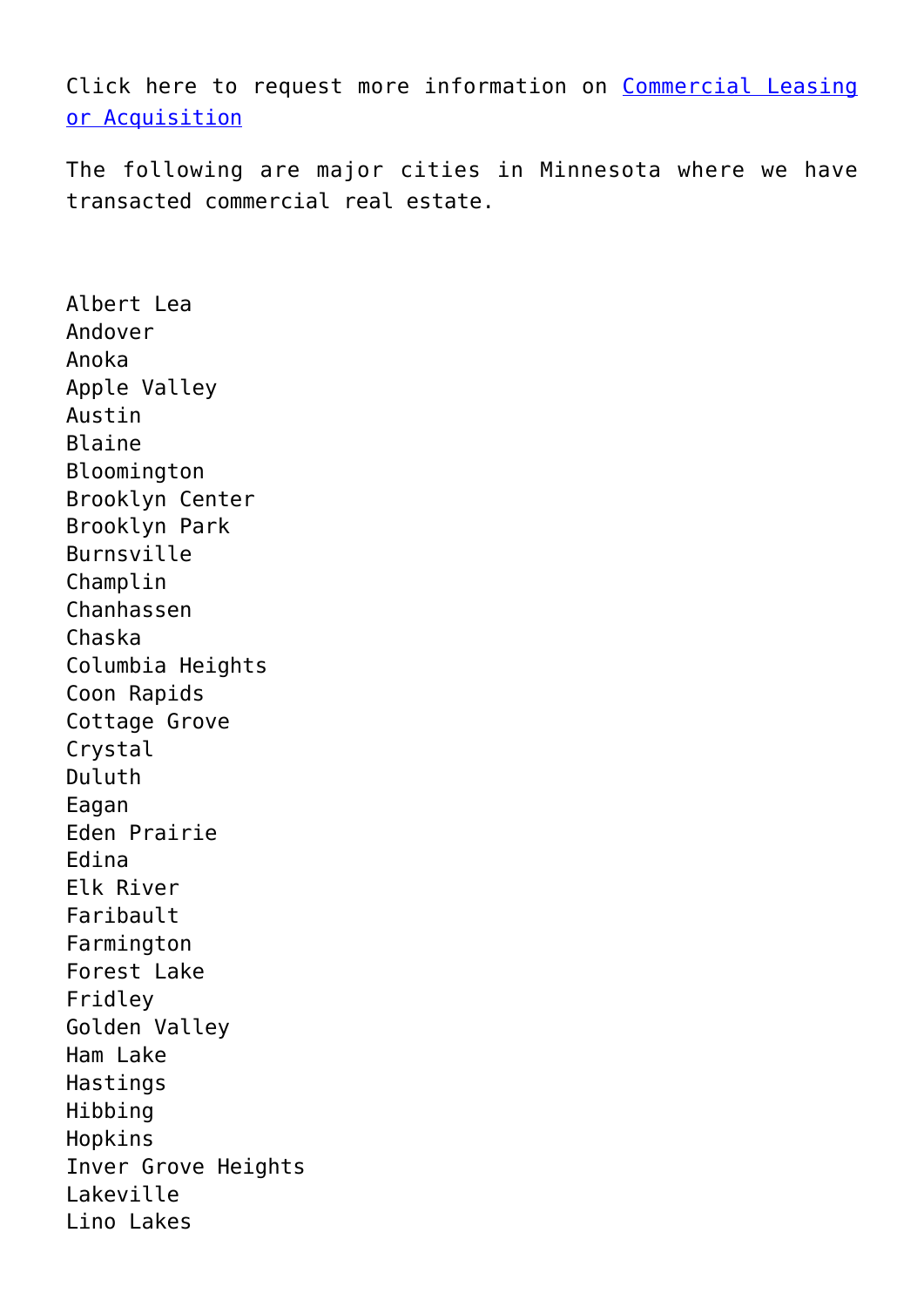Click here to request more information on [Commercial Leasing or Acquisition]()

The following are major cities in Minnesota where we have transacted commercial real estate.

Albert Lea
Andover
Anoka
Apple Valley
Austin
Blaine
Bloomington
Brooklyn Center
Brooklyn Park
Burnsville
Champlin
Chanhassen
Chaska
Columbia Heights
Coon Rapids
Cottage Grove
Crystal
Duluth
Eagan
Eden Prairie
Edina
Elk River
Faribault
Farmington
Forest Lake
Fridley
Golden Valley
Ham Lake
Hastings
Hibbing
Hopkins
Inver Grove Heights
Lakeville
Lino Lakes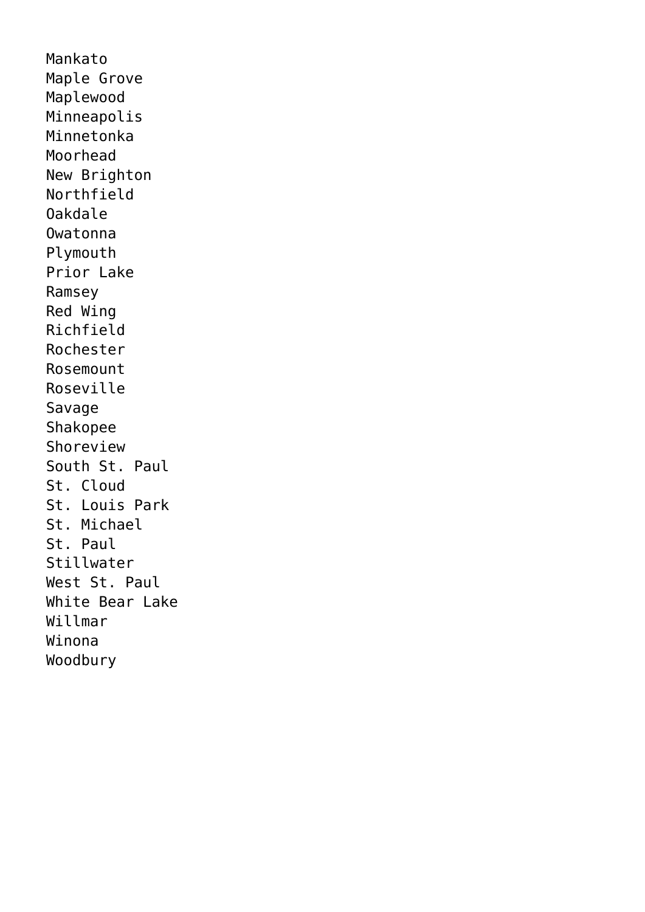Mankato
Maple Grove
Maplewood
Minneapolis
Minnetonka
Moorhead
New Brighton
Northfield
Oakdale
Owatonna
Plymouth
Prior Lake
Ramsey
Red Wing
Richfield
Rochester
Rosemount
Roseville
Savage
Shakopee
Shoreview
South St. Paul
St. Cloud
St. Louis Park
St. Michael
St. Paul
Stillwater
West St. Paul
White Bear Lake
Willmar
Winona
Woodbury